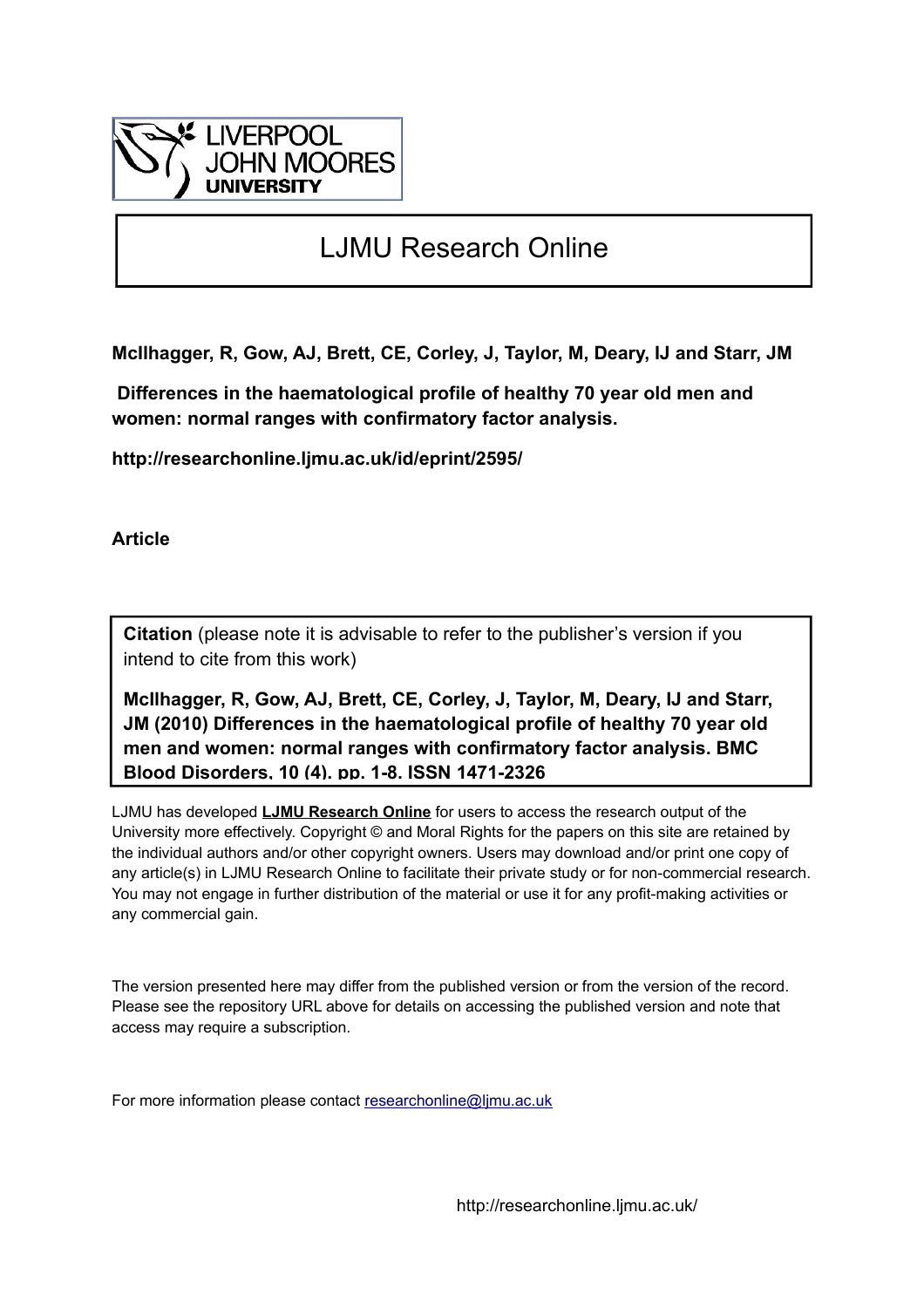# LJMU Research Online

**McIlhagger, R, Gow, AJ, Brett, CE, Corley, J, Taylor, M, Deary, IJ and Starr, JM**

**Differences in the haematological profile of healthy 70 year old men and women: normal ranges with confirmatory factor analysis.**

**http://researchonline.ljmu.ac.uk/id/eprint/2595/**

**Article**

**Citation** (please note it is advisable to refer to the publisher's version if you intend to cite from this work)

**McIlhagger, R, Gow, AJ, Brett, CE, Corley, J, Taylor, M, Deary, IJ and Starr, JM (2010) Differences in the haematological profile of healthy 70 year old men and women: normal ranges with confirmatory factor analysis. BMC Blood Disorders, 10 (4). pp. 1-8. ISSN 1471-2326**

LJMU has developed **LJMU Research Online** for users to access the research output of the University more effectively. Copyright © and Moral Rights for the papers on this site are retained by the individual authors and/or other copyright owners. Users may download and/or print one copy of any article(s) in LJMU Research Online to facilitate their private study or for non-commercial research. You may not engage in further distribution of the material or use it for any profit-making activities or any commercial gain.

The version presented here may differ from the published version or from the version of the record. Please see the repository URL above for details on accessing the published version and note that access may require a subscription.

For more information please contact researchonline@ljmu.ac.uk

http://researchonline.ljmu.ac.uk/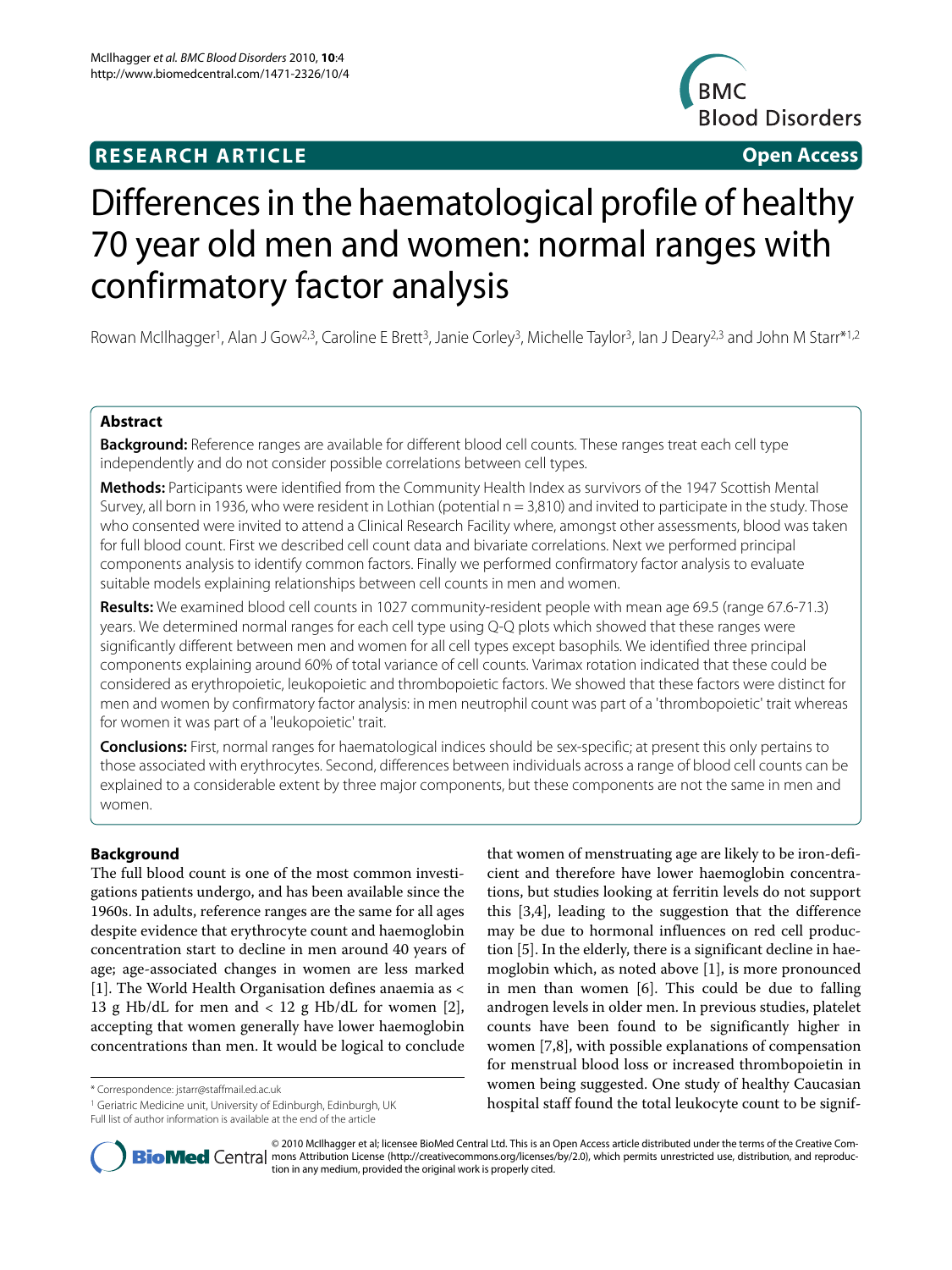# Differences in the haematological profile of healthy 70 year old men and women: normal ranges with confirmatory factor analysis

Rowan McIlhagger[1], Alan J Gow[2,3], Caroline E Brett[3], Janie Corley[3], Michelle Taylor[3], Ian J Deary[2,3] and John M Starr*[1,2]

## Abstract

**Background:** Reference ranges are available for different blood cell counts. These ranges treat each cell type independently and do not consider possible correlations between cell types.

**Methods:** Participants were identified from the Community Health Index as survivors of the 1947 Scottish Mental Survey, all born in 1936, who were resident in Lothian (potential n = 3,810) and invited to participate in the study. Those who consented were invited to attend a Clinical Research Facility where, amongst other assessments, blood was taken for full blood count. First we described cell count data and bivariate correlations. Next we performed principal components analysis to identify common factors. Finally we performed confirmatory factor analysis to evaluate suitable models explaining relationships between cell counts in men and women.

**Results:** We examined blood cell counts in 1027 community-resident people with mean age 69.5 (range 67.6-71.3) years. We determined normal ranges for each cell type using Q-Q plots which showed that these ranges were significantly different between men and women for all cell types except basophils. We identified three principal components explaining around 60% of total variance of cell counts. Varimax rotation indicated that these could be considered as erythropoietic, leukopoietic and thrombopoietic factors. We showed that these factors were distinct for men and women by confirmatory factor analysis: in men neutrophil count was part of a 'thrombopoietic' trait whereas for women it was part of a 'leukopoietic' trait.

**Conclusions:** First, normal ranges for haematological indices should be sex-specific; at present this only pertains to those associated with erythrocytes. Second, differences between individuals across a range of blood cell counts can be explained to a considerable extent by three major components, but these components are not the same in men and women.

## Background

The full blood count is one of the most common investigations patients undergo, and has been available since the 1960s. In adults, reference ranges are the same for all ages despite evidence that erythrocyte count and haemoglobin concentration start to decline in men around 40 years of age; age-associated changes in women are less marked [1]. The World Health Organisation defines anaemia as < 13 g Hb/dL for men and < 12 g Hb/dL for women [2], accepting that women generally have lower haemoglobin concentrations than men. It would be logical to conclude that women of menstruating age are likely to be iron-deficient and therefore have lower haemoglobin concentrations, but studies looking at ferritin levels do not support this [3,4], leading to the suggestion that the difference may be due to hormonal influences on red cell production [5]. In the elderly, there is a significant decline in haemoglobin which, as noted above [1], is more pronounced in men than women [6]. This could be due to falling androgen levels in older men. In previous studies, platelet counts have been found to be significantly higher in women [7,8], with possible explanations of compensation for menstrual blood loss or increased thrombopoietin in women being suggested. One study of healthy Caucasian hospital staff found the total leukocyte count to be signif-

\* Correspondence: jstarr@staffmail.ed.ac.uk

[1] Geriatric Medicine unit, University of Edinburgh, Edinburgh, UK

Full list of author information is available at the end of the article

© 2010 McIlhagger et al; licensee BioMed Central Ltd. This is an Open Access article distributed under the terms of the Creative Commons Attribution License (http://creativecommons.org/licenses/by/2.0), which permits unrestricted use, distribution, and reproduction in any medium, provided the original work is properly cited.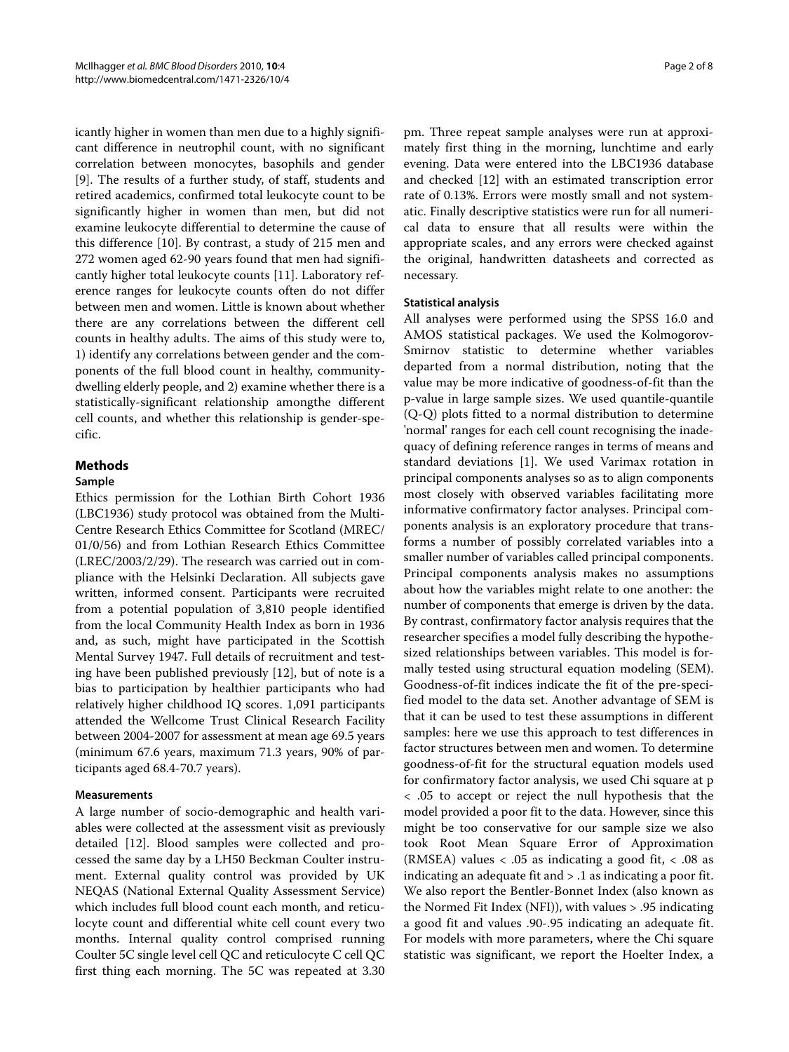icantly higher in women than men due to a highly significant difference in neutrophil count, with no significant correlation between monocytes, basophils and gender [9]. The results of a further study, of staff, students and retired academics, confirmed total leukocyte count to be significantly higher in women than men, but did not examine leukocyte differential to determine the cause of this difference [10]. By contrast, a study of 215 men and 272 women aged 62-90 years found that men had significantly higher total leukocyte counts [11]. Laboratory reference ranges for leukocyte counts often do not differ between men and women. Little is known about whether there are any correlations between the different cell counts in healthy adults. The aims of this study were to, 1) identify any correlations between gender and the components of the full blood count in healthy, community-dwelling elderly people, and 2) examine whether there is a statistically-significant relationship amongthe different cell counts, and whether this relationship is gender-specific.

## Methods

### Sample

Ethics permission for the Lothian Birth Cohort 1936 (LBC1936) study protocol was obtained from the Multi-Centre Research Ethics Committee for Scotland (MREC/01/0/56) and from Lothian Research Ethics Committee (LREC/2003/2/29). The research was carried out in compliance with the Helsinki Declaration. All subjects gave written, informed consent. Participants were recruited from a potential population of 3,810 people identified from the local Community Health Index as born in 1936 and, as such, might have participated in the Scottish Mental Survey 1947. Full details of recruitment and testing have been published previously [12], but of note is a bias to participation by healthier participants who had relatively higher childhood IQ scores. 1,091 participants attended the Wellcome Trust Clinical Research Facility between 2004-2007 for assessment at mean age 69.5 years (minimum 67.6 years, maximum 71.3 years, 90% of participants aged 68.4-70.7 years).

### Measurements

A large number of socio-demographic and health variables were collected at the assessment visit as previously detailed [12]. Blood samples were collected and processed the same day by a LH50 Beckman Coulter instrument. External quality control was provided by UK NEQAS (National External Quality Assessment Service) which includes full blood count each month, and reticulocyte count and differential white cell count every two months. Internal quality control comprised running Coulter 5C single level cell QC and reticulocyte C cell QC first thing each morning. The 5C was repeated at 3.30 pm. Three repeat sample analyses were run at approximately first thing in the morning, lunchtime and early evening. Data were entered into the LBC1936 database and checked [12] with an estimated transcription error rate of 0.13%. Errors were mostly small and not systematic. Finally descriptive statistics were run for all numerical data to ensure that all results were within the appropriate scales, and any errors were checked against the original, handwritten datasheets and corrected as necessary.

### Statistical analysis

All analyses were performed using the SPSS 16.0 and AMOS statistical packages. We used the Kolmogorov-Smirnov statistic to determine whether variables departed from a normal distribution, noting that the value may be more indicative of goodness-of-fit than the p-value in large sample sizes. We used quantile-quantile (Q-Q) plots fitted to a normal distribution to determine 'normal' ranges for each cell count recognising the inadequacy of defining reference ranges in terms of means and standard deviations [1]. We used Varimax rotation in principal components analyses so as to align components most closely with observed variables facilitating more informative confirmatory factor analyses. Principal components analysis is an exploratory procedure that transforms a number of possibly correlated variables into a smaller number of variables called principal components. Principal components analysis makes no assumptions about how the variables might relate to one another: the number of components that emerge is driven by the data. By contrast, confirmatory factor analysis requires that the researcher specifies a model fully describing the hypothesized relationships between variables. This model is formally tested using structural equation modeling (SEM). Goodness-of-fit indices indicate the fit of the pre-specified model to the data set. Another advantage of SEM is that it can be used to test these assumptions in different samples: here we use this approach to test differences in factor structures between men and women. To determine goodness-of-fit for the structural equation models used for confirmatory factor analysis, we used Chi square at $p < .05$ to accept or reject the null hypothesis that the model provided a poor fit to the data. However, since this might be too conservative for our sample size we also took Root Mean Square Error of Approximation (RMSEA) values < .05 as indicating a good fit, < .08 as indicating an adequate fit and > .1 as indicating a poor fit. We also report the Bentler-Bonnet Index (also known as the Normed Fit Index (NFI)), with values > .95 indicating a good fit and values .90-.95 indicating an adequate fit. For models with more parameters, where the Chi square statistic was significant, we report the Hoelter Index, a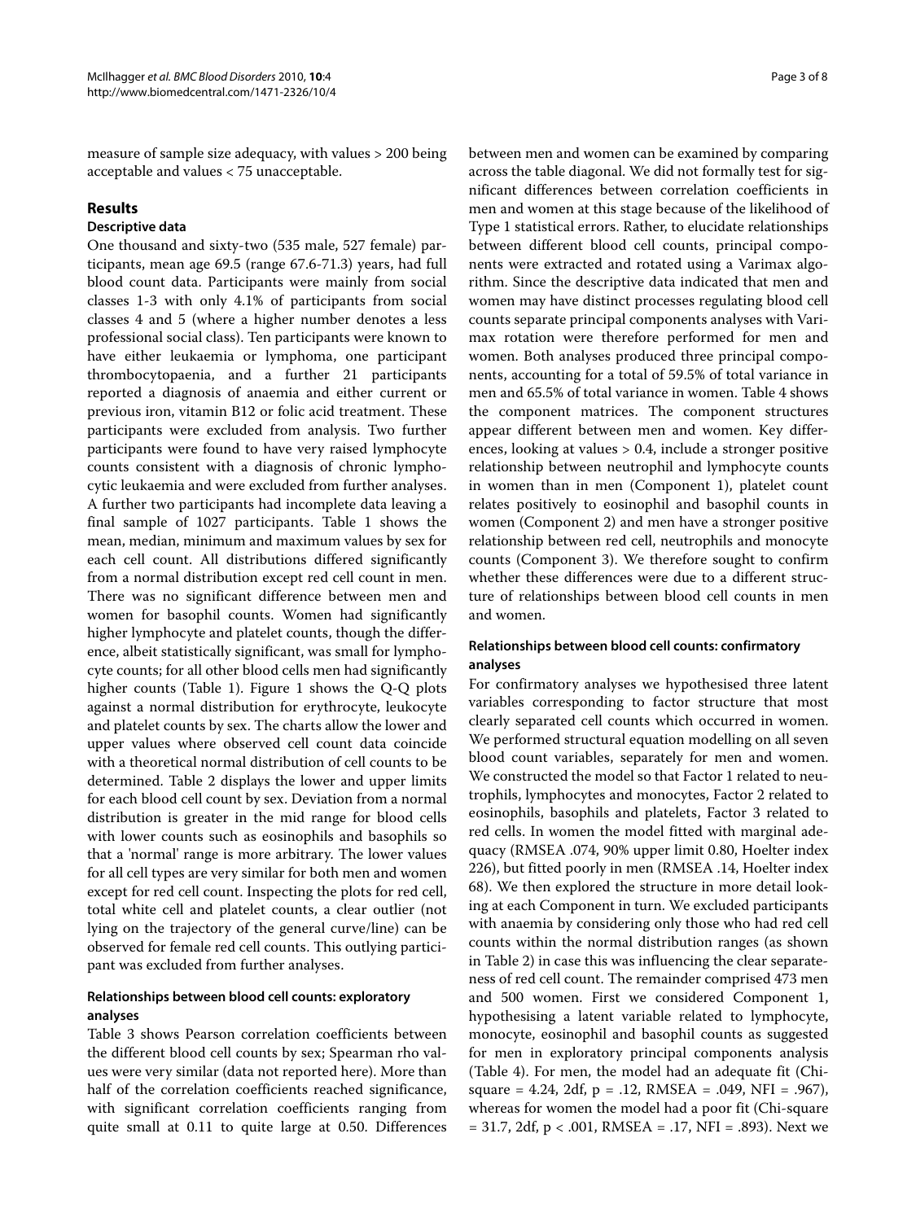measure of sample size adequacy, with values > 200 being acceptable and values < 75 unacceptable.

## Results

### Descriptive data

One thousand and sixty-two (535 male, 527 female) participants, mean age 69.5 (range 67.6-71.3) years, had full blood count data. Participants were mainly from social classes 1-3 with only 4.1% of participants from social classes 4 and 5 (where a higher number denotes a less professional social class). Ten participants were known to have either leukaemia or lymphoma, one participant thrombocytopaenia, and a further 21 participants reported a diagnosis of anaemia and either current or previous iron, vitamin B12 or folic acid treatment. These participants were excluded from analysis. Two further participants were found to have very raised lymphocyte counts consistent with a diagnosis of chronic lymphocytic leukaemia and were excluded from further analyses. A further two participants had incomplete data leaving a final sample of 1027 participants. Table 1 shows the mean, median, minimum and maximum values by sex for each cell count. All distributions differed significantly from a normal distribution except red cell count in men. There was no significant difference between men and women for basophil counts. Women had significantly higher lymphocyte and platelet counts, though the difference, albeit statistically significant, was small for lymphocyte counts; for all other blood cells men had significantly higher counts (Table 1). Figure 1 shows the Q-Q plots against a normal distribution for erythrocyte, leukocyte and platelet counts by sex. The charts allow the lower and upper values where observed cell count data coincide with a theoretical normal distribution of cell counts to be determined. Table 2 displays the lower and upper limits for each blood cell count by sex. Deviation from a normal distribution is greater in the mid range for blood cells with lower counts such as eosinophils and basophils so that a 'normal' range is more arbitrary. The lower values for all cell types are very similar for both men and women except for red cell count. Inspecting the plots for red cell, total white cell and platelet counts, a clear outlier (not lying on the trajectory of the general curve/line) can be observed for female red cell counts. This outlying participant was excluded from further analyses.

### Relationships between blood cell counts: exploratory analyses

Table 3 shows Pearson correlation coefficients between the different blood cell counts by sex; Spearman rho values were very similar (data not reported here). More than half of the correlation coefficients reached significance, with significant correlation coefficients ranging from quite small at 0.11 to quite large at 0.50. Differences between men and women can be examined by comparing across the table diagonal. We did not formally test for significant differences between correlation coefficients in men and women at this stage because of the likelihood of Type 1 statistical errors. Rather, to elucidate relationships between different blood cell counts, principal components were extracted and rotated using a Varimax algorithm. Since the descriptive data indicated that men and women may have distinct processes regulating blood cell counts separate principal components analyses with Varimax rotation were therefore performed for men and women. Both analyses produced three principal components, accounting for a total of 59.5% of total variance in men and 65.5% of total variance in women. Table 4 shows the component matrices. The component structures appear different between men and women. Key differences, looking at values > 0.4, include a stronger positive relationship between neutrophil and lymphocyte counts in women than in men (Component 1), platelet count relates positively to eosinophil and basophil counts in women (Component 2) and men have a stronger positive relationship between red cell, neutrophils and monocyte counts (Component 3). We therefore sought to confirm whether these differences were due to a different structure of relationships between blood cell counts in men and women.

### Relationships between blood cell counts: confirmatory analyses

For confirmatory analyses we hypothesised three latent variables corresponding to factor structure that most clearly separated cell counts which occurred in women. We performed structural equation modelling on all seven blood count variables, separately for men and women. We constructed the model so that Factor 1 related to neutrophils, lymphocytes and monocytes, Factor 2 related to eosinophils, basophils and platelets, Factor 3 related to red cells. In women the model fitted with marginal adequacy (RMSEA .074, 90% upper limit 0.80, Hoelter index 226), but fitted poorly in men (RMSEA .14, Hoelter index 68). We then explored the structure in more detail looking at each Component in turn. We excluded participants with anaemia by considering only those who had red cell counts within the normal distribution ranges (as shown in Table 2) in case this was influencing the clear separateness of red cell count. The remainder comprised 473 men and 500 women. First we considered Component 1, hypothesising a latent variable related to lymphocyte, monocyte, eosinophil and basophil counts as suggested for men in exploratory principal components analysis (Table 4). For men, the model had an adequate fit (Chi-square = 4.24, 2df, $p$ = .12, RMSEA = .049, NFI = .967), whereas for women the model had a poor fit (Chi-square = 31.7, 2df, $p < .001$, RMSEA = .17, NFI = .893). Next we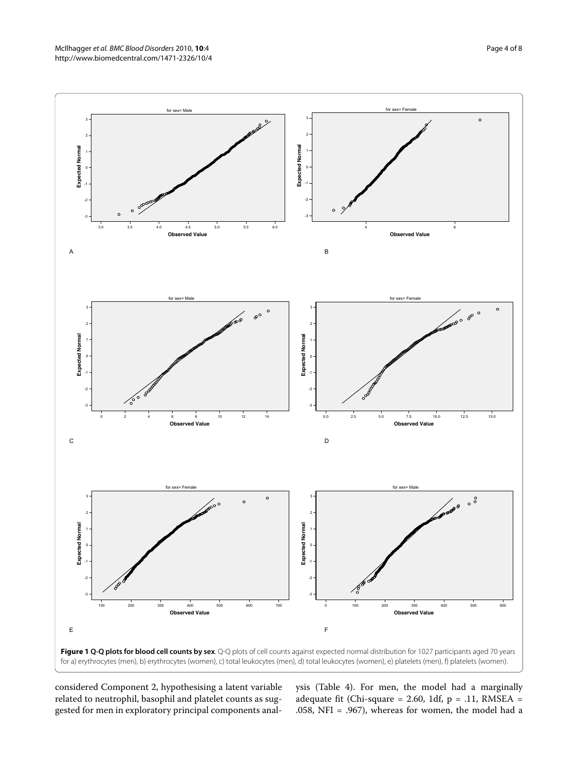**Figure 1 Q-Q plots for blood cell counts by sex**. Q-Q plots of cell counts against expected normal distribution for 1027 participants aged 70 years for a) erythrocytes (men), b) erythrocytes (women), c) total leukocytes (men), d) total leukocytes (women), e) platelets (men), f) platelets (women).

considered Component 2, hypothesising a latent variable related to neutrophil, basophil and platelet counts as suggested for men in exploratory principal components analysis (Table 4). For men, the model had a marginally adequate fit (Chi-square = 2.60, 1df, p = .11, RMSEA = .058, NFI = .967), whereas for women, the model had a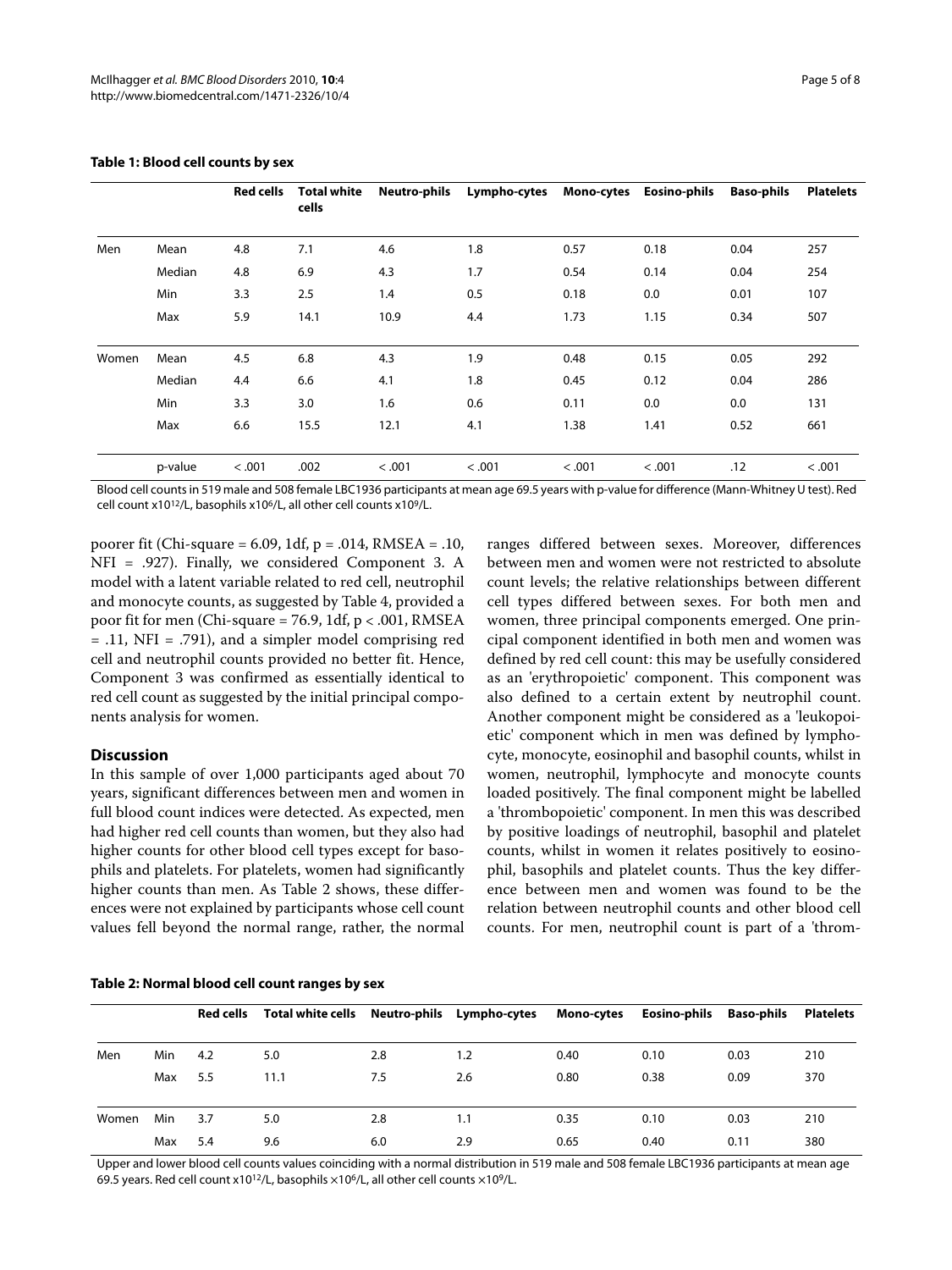**Table 1: Blood cell counts by sex**

| | | Red cells | Total white cells | Neutro-phils | Lympho-cytes | Mono-cytes | Eosino-phils | Baso-phils | Platelets |
|---|---|---|---|---|---|---|---|---|---|
| Men | Mean | 4.8 | 7.1 | 4.6 | 1.8 | 0.57 | 0.18 | 0.04 | 257 |
| | Median | 4.8 | 6.9 | 4.3 | 1.7 | 0.54 | 0.14 | 0.04 | 254 |
| | Min | 3.3 | 2.5 | 1.4 | 0.5 | 0.18 | 0.0 | 0.01 | 107 |
| | Max | 5.9 | 14.1 | 10.9 | 4.4 | 1.73 | 1.15 | 0.34 | 507 |
| Women | Mean | 4.5 | 6.8 | 4.3 | 1.9 | 0.48 | 0.15 | 0.05 | 292 |
| | Median | 4.4 | 6.6 | 4.1 | 1.8 | 0.45 | 0.12 | 0.04 | 286 |
| | Min | 3.3 | 3.0 | 1.6 | 0.6 | 0.11 | 0.0 | 0.0 | 131 |
| | Max | 6.6 | 15.5 | 12.1 | 4.1 | 1.38 | 1.41 | 0.52 | 661 |
| | p-value | < .001 | .002 | < .001 | < .001 | < .001 | < .001 | .12 | < .001 |

Blood cell counts in 519 male and 508 female LBC1936 participants at mean age 69.5 years with p-value for difference (Mann-Whitney U test). Red cell count $\times 10^{12}$/L, basophils $\times 10^{6}$/L, all other cell counts $\times 10^{9}$/L.

poorer fit (Chi-square = 6.09, 1df, $p = .014$, RMSEA = .10, NFI = .927). Finally, we considered Component 3. A model with a latent variable related to red cell, neutrophil and monocyte counts, as suggested by Table 4, provided a poor fit for men (Chi-square = 76.9, 1df, $p < .001$, RMSEA = .11, NFI = .791), and a simpler model comprising red cell and neutrophil counts provided no better fit. Hence, Component 3 was confirmed as essentially identical to red cell count as suggested by the initial principal components analysis for women.

## Discussion

In this sample of over 1,000 participants aged about 70 years, significant differences between men and women in full blood count indices were detected. As expected, men had higher red cell counts than women, but they also had higher counts for other blood cell types except for basophils and platelets. For platelets, women had significantly higher counts than men. As Table 2 shows, these differences were not explained by participants whose cell count values fell beyond the normal range, rather, the normal ranges differed between sexes. Moreover, differences between men and women were not restricted to absolute count levels; the relative relationships between different cell types differed between sexes. For both men and women, three principal components emerged. One principal component identified in both men and women was defined by red cell count: this may be usefully considered as an 'erythropoietic' component. This component was also defined to a certain extent by neutrophil count. Another component might be considered as a 'leukopoietic' component which in men was defined by lymphocyte, monocyte, eosinophil and basophil counts, whilst in women, neutrophil, lymphocyte and monocyte counts loaded positively. The final component might be labelled a 'thrombopoietic' component. In men this was described by positive loadings of neutrophil, basophil and platelet counts, whilst in women it relates positively to eosinophil, basophils and platelet counts. Thus the key difference between men and women was found to be the relation between neutrophil counts and other blood cell counts. For men, neutrophil count is part of a 'throm-

**Table 2: Normal blood cell count ranges by sex**

| | | Red cells | Total white cells | Neutro-phils | Lympho-cytes | Mono-cytes | Eosino-phils | Baso-phils | Platelets |
|---|---|---|---|---|---|---|---|---|---|
| Men | Min | 4.2 | 5.0 | 2.8 | 1.2 | 0.40 | 0.10 | 0.03 | 210 |
| | Max | 5.5 | 11.1 | 7.5 | 2.6 | 0.80 | 0.38 | 0.09 | 370 |
| Women | Min | 3.7 | 5.0 | 2.8 | 1.1 | 0.35 | 0.10 | 0.03 | 210 |
| | Max | 5.4 | 9.6 | 6.0 | 2.9 | 0.65 | 0.40 | 0.11 | 380 |

Upper and lower blood cell counts values coinciding with a normal distribution in 519 male and 508 female LBC1936 participants at mean age 69.5 years. Red cell count $\times 10^{12}$/L, basophils $\times 10^{6}$/L, all other cell counts $\times 10^{9}$/L.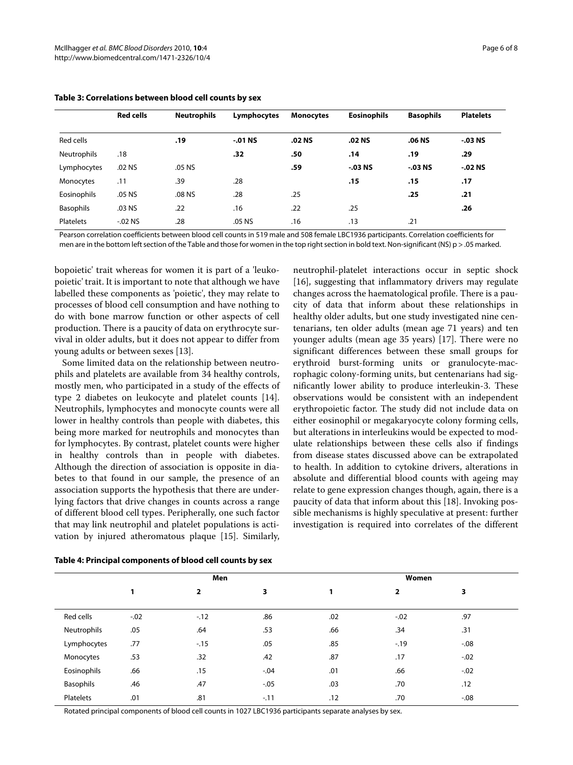**Table 3: Correlations between blood cell counts by sex**

| | Red cells | Neutrophils | Lymphocytes | Monocytes | Eosinophils | Basophils | Platelets |
|---|---|---|---|---|---|---|---|
| Red cells | | **.19** | **-.01 NS** | **.02 NS** | **.02 NS** | **.06 NS** | **-.03 NS** |
| Neutrophils | .18 | | **.32** | **.50** | **.14** | **.19** | **.29** |
| Lymphocytes | .02 NS | .05 NS | | **.59** | **-.03 NS** | **-.03 NS** | **-.02 NS** |
| Monocytes | .11 | .39 | .28 | | **.15** | **.15** | **.17** |
| Eosinophils | .05 NS | .08 NS | .28 | .25 | | **.25** | **.21** |
| Basophils | .03 NS | .22 | .16 | .22 | .25 | | **.26** |
| Platelets | -.02 NS | .28 | .05 NS | .16 | .13 | .21 | |

Pearson correlation coefficients between blood cell counts in 519 male and 508 female LBC1936 participants. Correlation coefficients for men are in the bottom left section of the Table and those for women in the top right section in bold text. Non-significant (NS) p > .05 marked.

bopoietic' trait whereas for women it is part of a 'leukopoietic' trait. It is important to note that although we have labelled these components as 'poietic', they may relate to processes of blood cell consumption and have nothing to do with bone marrow function or other aspects of cell production. There is a paucity of data on erythrocyte survival in older adults, but it does not appear to differ from young adults or between sexes [13].

Some limited data on the relationship between neutrophils and platelets are available from 34 healthy controls, mostly men, who participated in a study of the effects of type 2 diabetes on leukocyte and platelet counts [14]. Neutrophils, lymphocytes and monocyte counts were all lower in healthy controls than people with diabetes, this being more marked for neutrophils and monocytes than for lymphocytes. By contrast, platelet counts were higher in healthy controls than in people with diabetes. Although the direction of association is opposite in diabetes to that found in our sample, the presence of an association supports the hypothesis that there are underlying factors that drive changes in counts across a range of different blood cell types. Peripherally, one such factor that may link neutrophil and platelet populations is activation by injured atheromatous plaque [15]. Similarly, neutrophil-platelet interactions occur in septic shock [16], suggesting that inflammatory drivers may regulate changes across the haematological profile. There is a paucity of data that inform about these relationships in healthy older adults, but one study investigated nine centenarians, ten older adults (mean age 71 years) and ten younger adults (mean age 35 years) [17]. There were no significant differences between these small groups for erythroid burst-forming units or granulocyte-macrophagic colony-forming units, but centenarians had significantly lower ability to produce interleukin-3. These observations would be consistent with an independent erythropoietic factor. The study did not include data on either eosinophil or megakaryocyte colony forming cells, but alterations in interleukins would be expected to modulate relationships between these cells also if findings from disease states discussed above can be extrapolated to health. In addition to cytokine drivers, alterations in absolute and differential blood counts with ageing may relate to gene expression changes though, again, there is a paucity of data that inform about this [18]. Invoking possible mechanisms is highly speculative at present: further investigation is required into correlates of the different

**Table 4: Principal components of blood cell counts by sex**

| | Men | | | Women | | |
|---|---|---|---|---|---|---|
| | 1 | 2 | 3 | 1 | 2 | 3 |
| Red cells | -.02 | -.12 | .86 | .02 | -.02 | .97 |
| Neutrophils | .05 | .64 | .53 | .66 | .34 | .31 |
| Lymphocytes | .77 | -.15 | .05 | .85 | -.19 | -.08 |
| Monocytes | .53 | .32 | .42 | .87 | .17 | -.02 |
| Eosinophils | .66 | .15 | -.04 | .01 | .66 | -.02 |
| Basophils | .46 | .47 | -.05 | .03 | .70 | .12 |
| Platelets | .01 | .81 | -.11 | .12 | .70 | -.08 |

Rotated principal components of blood cell counts in 1027 LBC1936 participants separate analyses by sex.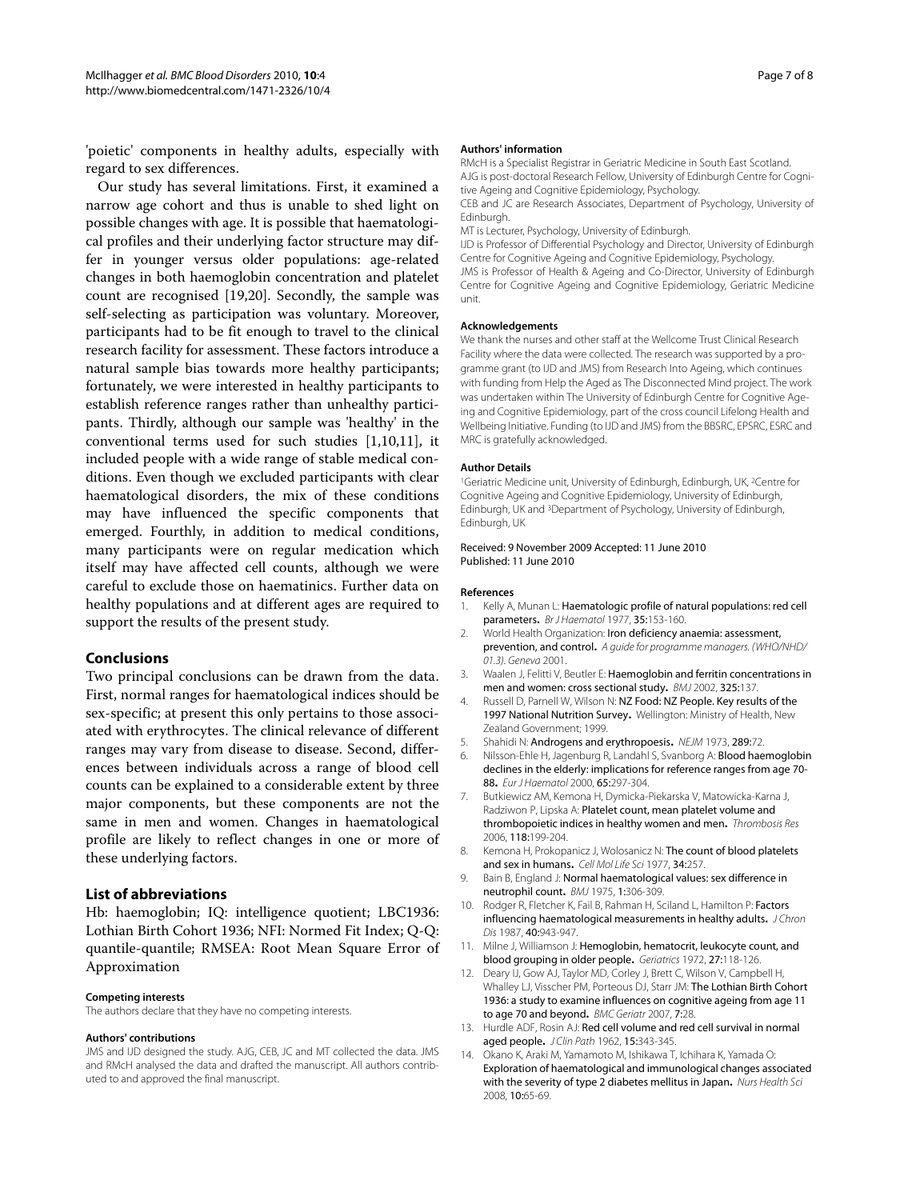'poietic' components in healthy adults, especially with regard to sex differences.

Our study has several limitations. First, it examined a narrow age cohort and thus is unable to shed light on possible changes with age. It is possible that haematological profiles and their underlying factor structure may differ in younger versus older populations: age-related changes in both haemoglobin concentration and platelet count are recognised [19,20]. Secondly, the sample was self-selecting as participation was voluntary. Moreover, participants had to be fit enough to travel to the clinical research facility for assessment. These factors introduce a natural sample bias towards more healthy participants; fortunately, we were interested in healthy participants to establish reference ranges rather than unhealthy participants. Thirdly, although our sample was 'healthy' in the conventional terms used for such studies [1,10,11], it included people with a wide range of stable medical conditions. Even though we excluded participants with clear haematological disorders, the mix of these conditions may have influenced the specific components that emerged. Fourthly, in addition to medical conditions, many participants were on regular medication which itself may have affected cell counts, although we were careful to exclude those on haematinics. Further data on healthy populations and at different ages are required to support the results of the present study.

## Conclusions

Two principal conclusions can be drawn from the data. First, normal ranges for haematological indices should be sex-specific; at present this only pertains to those associated with erythrocytes. The clinical relevance of different ranges may vary from disease to disease. Second, differences between individuals across a range of blood cell counts can be explained to a considerable extent by three major components, but these components are not the same in men and women. Changes in haematological profile are likely to reflect changes in one or more of these underlying factors.

## List of abbreviations

Hb: haemoglobin; IQ: intelligence quotient; LBC1936: Lothian Birth Cohort 1936; NFI: Normed Fit Index; Q-Q: quantile-quantile; RMSEA: Root Mean Square Error of Approximation

#### Competing interests

The authors declare that they have no competing interests.

#### Authors' contributions

JMS and IJD designed the study. AJG, CEB, JC and MT collected the data. JMS and RMcH analysed the data and drafted the manuscript. All authors contributed to and approved the final manuscript.

#### Authors' information

RMcH is a Specialist Registrar in Geriatric Medicine in South East Scotland. AJG is post-doctoral Research Fellow, University of Edinburgh Centre for Cognitive Ageing and Cognitive Epidemiology, Psychology.

CEB and JC are Research Associates, Department of Psychology, University of Edinburgh.

MT is Lecturer, Psychology, University of Edinburgh.

IJD is Professor of Differential Psychology and Director, University of Edinburgh Centre for Cognitive Ageing and Cognitive Epidemiology, Psychology.

JMS is Professor of Health & Ageing and Co-Director, University of Edinburgh Centre for Cognitive Ageing and Cognitive Epidemiology, Geriatric Medicine unit.

#### Acknowledgements

We thank the nurses and other staff at the Wellcome Trust Clinical Research Facility where the data were collected. The research was supported by a programme grant (to IJD and JMS) from Research Into Ageing, which continues with funding from Help the Aged as The Disconnected Mind project. The work was undertaken within The University of Edinburgh Centre for Cognitive Ageing and Cognitive Epidemiology, part of the cross council Lifelong Health and Wellbeing Initiative. Funding (to IJD and JMS) from the BBSRC, EPSRC, ESRC and MRC is gratefully acknowledged.

#### Author Details

[1]Geriatric Medicine unit, University of Edinburgh, Edinburgh, UK, [2]Centre for Cognitive Ageing and Cognitive Epidemiology, University of Edinburgh, Edinburgh, UK and [3]Department of Psychology, University of Edinburgh, Edinburgh, UK

Received: 9 November 2009 Accepted: 11 June 2010
Published: 11 June 2010

#### References

1. Kelly A, Munan L: **Haematologic profile of natural populations: red cell parameters.** *Br J Haematol* 1977, **35:**153-160.
2. World Health Organization: **Iron deficiency anaemia: assessment, prevention, and control.** *A guide for programme managers. (WHO/NHD/01.3). Geneva* 2001.
3. Waalen J, Felitti V, Beutler E: **Haemoglobin and ferritin concentrations in men and women: cross sectional study.** *BMJ* 2002, **325:**137.
4. Russell D, Parnell W, Wilson N: **NZ Food: NZ People. Key results of the 1997 National Nutrition Survey.** Wellington: Ministry of Health, New Zealand Government; 1999.
5. Shahidi N: **Androgens and erythropoesis.** *NEJM* 1973, **289:**72.
6. Nilsson-Ehle H, Jagenburg R, Landahl S, Svanborg A: **Blood haemoglobin declines in the elderly: implications for reference ranges from age 70-88.** *Eur J Haematol* 2000, **65:**297-304.
7. Butkiewicz AM, Kemona H, Dymicka-Piekarska V, Matowicka-Karna J, Radziwon P, Lipska A: **Platelet count, mean platelet volume and thrombopoietic indices in healthy women and men.** *Thrombosis Res* 2006, **118:**199-204.
8. Kemona H, Prokopanicz J, Wolosanicz N: **The count of blood platelets and sex in humans.** *Cell Mol Life Sci* 1977, **34:**257.
9. Bain B, England J: **Normal haematological values: sex difference in neutrophil count.** *BMJ* 1975, **1:**306-309.
10. Rodger R, Fletcher K, Fail B, Rahman H, Sciland L, Hamilton P: **Factors influencing haematological measurements in healthy adults.** *J Chron Dis* 1987, **40:**943-947.
11. Milne J, Williamson J: **Hemoglobin, hematocrit, leukocyte count, and blood grouping in older people.** *Geriatrics* 1972, **27:**118-126.
12. Deary IJ, Gow AJ, Taylor MD, Corley J, Brett C, Wilson V, Campbell H, Whalley LJ, Visscher PM, Porteous DJ, Starr JM: **The Lothian Birth Cohort 1936: a study to examine influences on cognitive ageing from age 11 to age 70 and beyond.** *BMC Geriatr* 2007, **7:**28.
13. Hurdle ADF, Rosin AJ: **Red cell volume and red cell survival in normal aged people.** *J Clin Path* 1962, **15:**343-345.
14. Okano K, Araki M, Yamamoto M, Ishikawa T, Ichihara K, Yamada O: **Exploration of haematological and immunological changes associated with the severity of type 2 diabetes mellitus in Japan.** *Nurs Health Sci* 2008, **10:**65-69.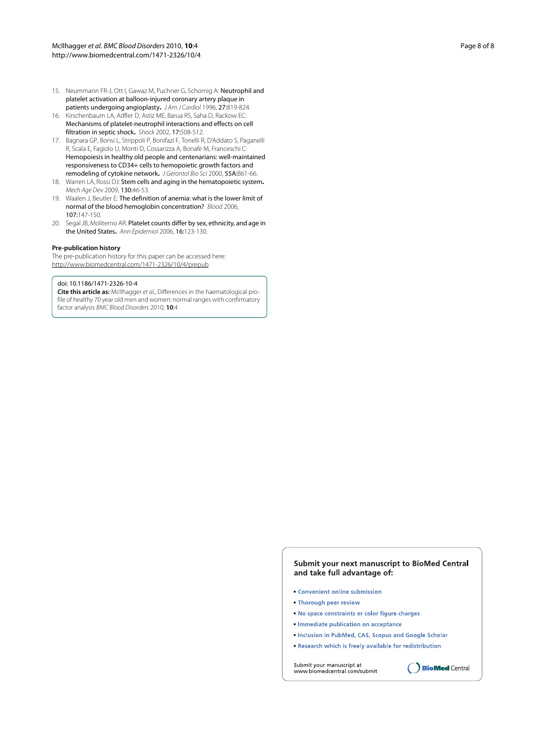15. Neummann FR-J, Ott I, Gawaz M, Puchner G, Schomig A: **Neutrophil and platelet activation at balloon-injured coronary artery plaque in patients undergoing angioplasty.** *J Am J Cardiol* 1996, **27:**819-824.
16. Kirschenbaum LA, Adfler D, Astiz ME, Barua RS, Saha D, Rackow EC: **Mechanisms of platelet-neutrophil interactions and effects on cell filtration in septic shock.** *Shock* 2002, **17:**508-512.
17. Bagnara GP, Bonsi L, Strippoli P, Bonifazi F, Tonelli R, D'Addato S, Paganelli R, Scala E, Fagiolo U, Monti D, Cossarizza A, Bonafe M, Franceschi C: **Hemopoiesis in healthy old people and centenarians: well-maintained responsiveness to CD34+ cells to hemopoietic growth factors and remodeling of cytokine network.** *J Gerontol Bio Sci* 2000, **55A:**B61-66.
18. Warren LA, Rossi DJ: **Stem cells and aging in the hematopoietic system.** *Mech Age Dev* 2009, **130:**46-53.
19. Waalen J, Beutler E: **The definition of anemia: what is the lower limit of normal of the blood hemoglobin concentration?** *Blood* 2006, **107:**147-150.
20. Segal JB, Moliterno AR: **Platelet counts differ by sex, ethnicity, and age in the United States.** *Ann Epidemiol* 2006, **16:**123-130.

**Pre-publication history**

The pre-publication history for this paper can be accessed here:
http://www.biomedcentral.com/1471-2326/10/4/prepub

doi: 10.1186/1471-2326-10-4

**Cite this article as:** McIlhagger *et al.*, Differences in the haematological profile of healthy 70 year old men and women: normal ranges with confirmatory factor analysis *BMC Blood Disorders* 2010, **10**:4

**Submit your next manuscript to BioMed Central and take full advantage of:**

- Convenient online submission
- Thorough peer review
- No space constraints or color figure charges
- Immediate publication on acceptance
- Inclusion in PubMed, CAS, Scopus and Google Scholar
- Research which is freely available for redistribution

Submit your manuscript at
www.biomedcentral.com/submit

BioMed Central